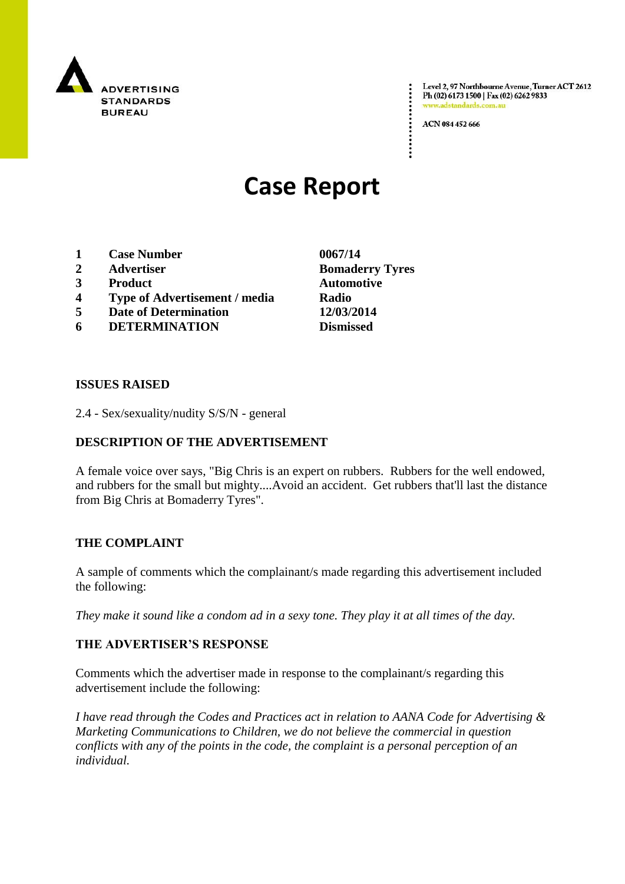ADVERTISING STANDARDS BUREAU

Level 2, 97 Northbourne Avenue, Turner ACT 2612
Ph (02) 6173 1500 | Fax (02) 6262 9833
www.adstandards.com.au

ACN 084 452 666

# Case Report

| | | |
|---|---|---|
| **1** | **Case Number** | **0067/14** |
| **2** | **Advertiser** | **Bomaderry Tyres** |
| **3** | **Product** | **Automotive** |
| **4** | **Type of Advertisement / media** | **Radio** |
| **5** | **Date of Determination** | **12/03/2014** |
| **6** | **DETERMINATION** | **Dismissed** |

## ISSUES RAISED

2.4 - Sex/sexuality/nudity S/S/N - general

## DESCRIPTION OF THE ADVERTISEMENT

A female voice over says, "Big Chris is an expert on rubbers. Rubbers for the well endowed, and rubbers for the small but mighty....Avoid an accident. Get rubbers that'll last the distance from Big Chris at Bomaderry Tyres".

## THE COMPLAINT

A sample of comments which the complainant/s made regarding this advertisement included the following:

*They make it sound like a condom ad in a sexy tone. They play it at all times of the day.*

## THE ADVERTISER'S RESPONSE

Comments which the advertiser made in response to the complainant/s regarding this advertisement include the following:

*I have read through the Codes and Practices act in relation to AANA Code for Advertising & Marketing Communications to Children, we do not believe the commercial in question conflicts with any of the points in the code, the complaint is a personal perception of an individual.*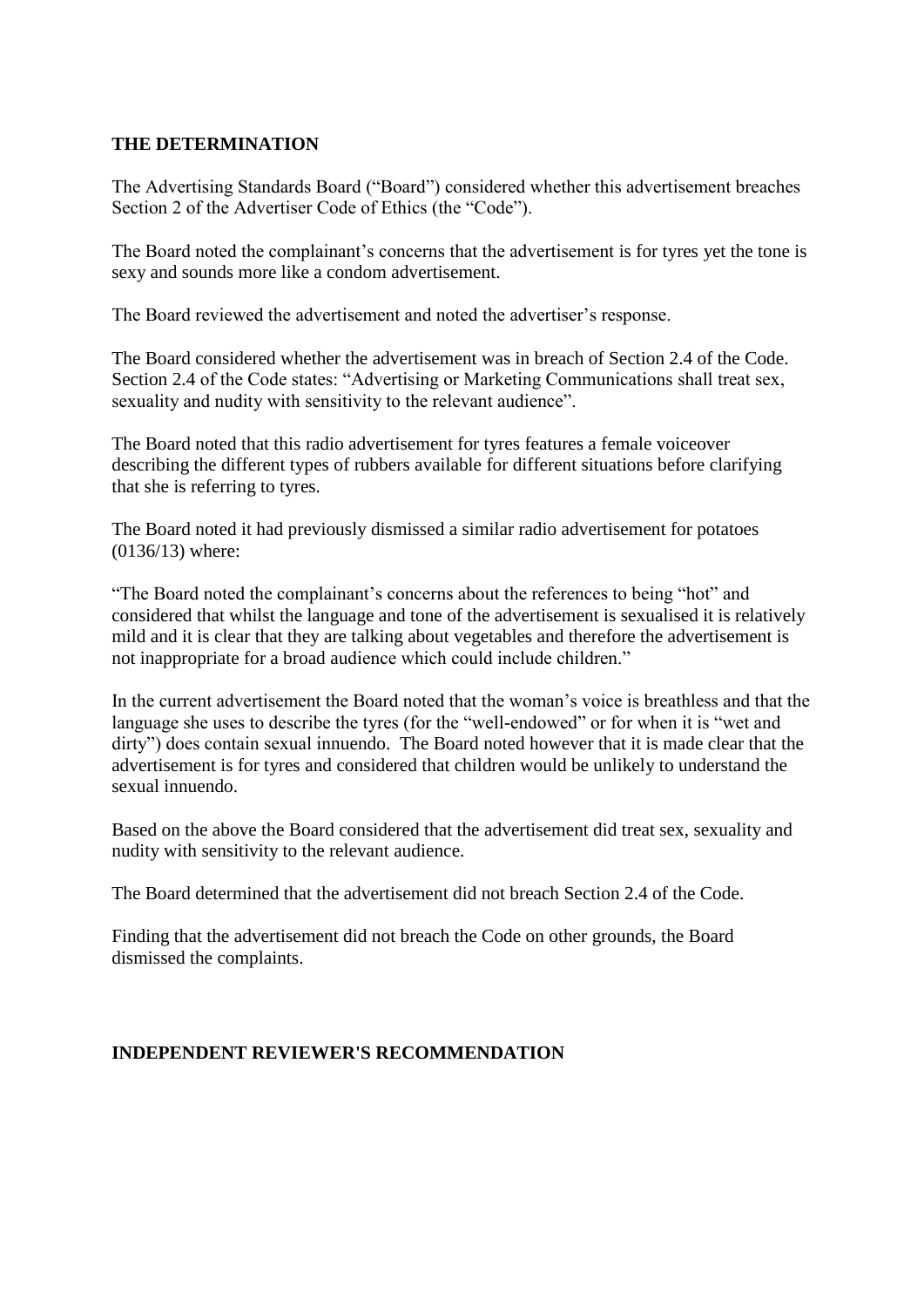**THE DETERMINATION**

The Advertising Standards Board ("Board") considered whether this advertisement breaches Section 2 of the Advertiser Code of Ethics (the "Code").

The Board noted the complainant's concerns that the advertisement is for tyres yet the tone is sexy and sounds more like a condom advertisement.

The Board reviewed the advertisement and noted the advertiser's response.

The Board considered whether the advertisement was in breach of Section 2.4 of the Code. Section 2.4 of the Code states: "Advertising or Marketing Communications shall treat sex, sexuality and nudity with sensitivity to the relevant audience".

The Board noted that this radio advertisement for tyres features a female voiceover describing the different types of rubbers available for different situations before clarifying that she is referring to tyres.

The Board noted it had previously dismissed a similar radio advertisement for potatoes (0136/13) where:

"The Board noted the complainant's concerns about the references to being "hot" and considered that whilst the language and tone of the advertisement is sexualised it is relatively mild and it is clear that they are talking about vegetables and therefore the advertisement is not inappropriate for a broad audience which could include children."

In the current advertisement the Board noted that the woman's voice is breathless and that the language she uses to describe the tyres (for the "well-endowed" or for when it is "wet and dirty") does contain sexual innuendo. The Board noted however that it is made clear that the advertisement is for tyres and considered that children would be unlikely to understand the sexual innuendo.

Based on the above the Board considered that the advertisement did treat sex, sexuality and nudity with sensitivity to the relevant audience.

The Board determined that the advertisement did not breach Section 2.4 of the Code.

Finding that the advertisement did not breach the Code on other grounds, the Board dismissed the complaints.

**INDEPENDENT REVIEWER'S RECOMMENDATION**